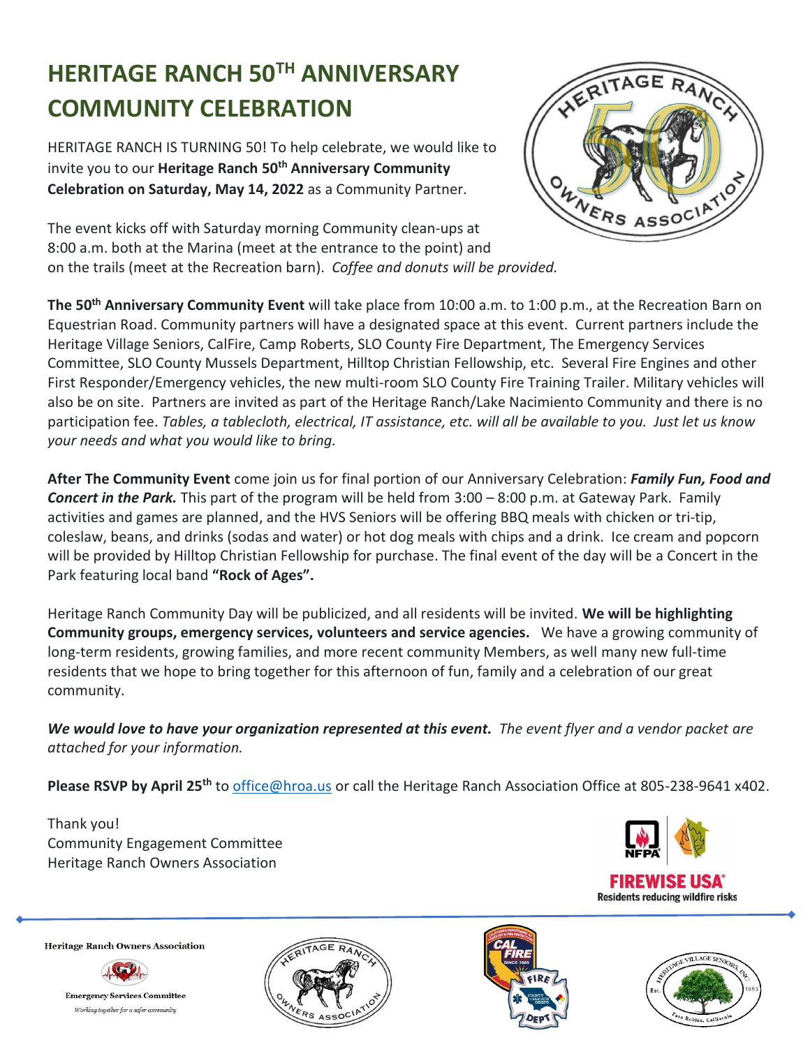# HERITAGE RANCH 50TH ANNIVERSARY COMMUNITY CELEBRATION

HERITAGE RANCH IS TURNING 50! To help celebrate, we would like to invite you to our **Heritage Ranch 50th Anniversary Community Celebration on Saturday, May 14, 2022** as a Community Partner.

The event kicks off with Saturday morning Community clean-ups at 8:00 a.m. both at the Marina (meet at the entrance to the point) and on the trails (meet at the Recreation barn). *Coffee and donuts will be provided.*

**The 50th Anniversary Community Event** will take place from 10:00 a.m. to 1:00 p.m., at the Recreation Barn on Equestrian Road. Community partners will have a designated space at this event. Current partners include the Heritage Village Seniors, CalFire, Camp Roberts, SLO County Fire Department, The Emergency Services Committee, SLO County Mussels Department, Hilltop Christian Fellowship, etc. Several Fire Engines and other First Responder/Emergency vehicles, the new multi-room SLO County Fire Training Trailer. Military vehicles will also be on site. Partners are invited as part of the Heritage Ranch/Lake Nacimiento Community and there is no participation fee. *Tables, a tablecloth, electrical, IT assistance, etc. will all be available to you. Just let us know your needs and what you would like to bring.*

**After The Community Event** come join us for final portion of our Anniversary Celebration: ***Family Fun, Food and Concert in the Park.*** This part of the program will be held from 3:00 – 8:00 p.m. at Gateway Park. Family activities and games are planned, and the HVS Seniors will be offering BBQ meals with chicken or tri-tip, coleslaw, beans, and drinks (sodas and water) or hot dog meals with chips and a drink. Ice cream and popcorn will be provided by Hilltop Christian Fellowship for purchase. The final event of the day will be a Concert in the Park featuring local band **"Rock of Ages".**

Heritage Ranch Community Day will be publicized, and all residents will be invited. **We will be highlighting Community groups, emergency services, volunteers and service agencies.** We have a growing community of long-term residents, growing families, and more recent community Members, as well many new full-time residents that we hope to bring together for this afternoon of fun, family and a celebration of our great community.

***We would love to have your organization represented at this event.*** *The event flyer and a vendor packet are attached for your information.*

**Please RSVP by April 25th** to office@hroa.us or call the Heritage Ranch Association Office at 805-238-9641 x402.

Thank you!
Community Engagement Committee
Heritage Ranch Owners Association

FIREWISE USA®
Residents reducing wildfire risks

Heritage Ranch Owners Association
Emergency Services Committee
*Working together for a safer community*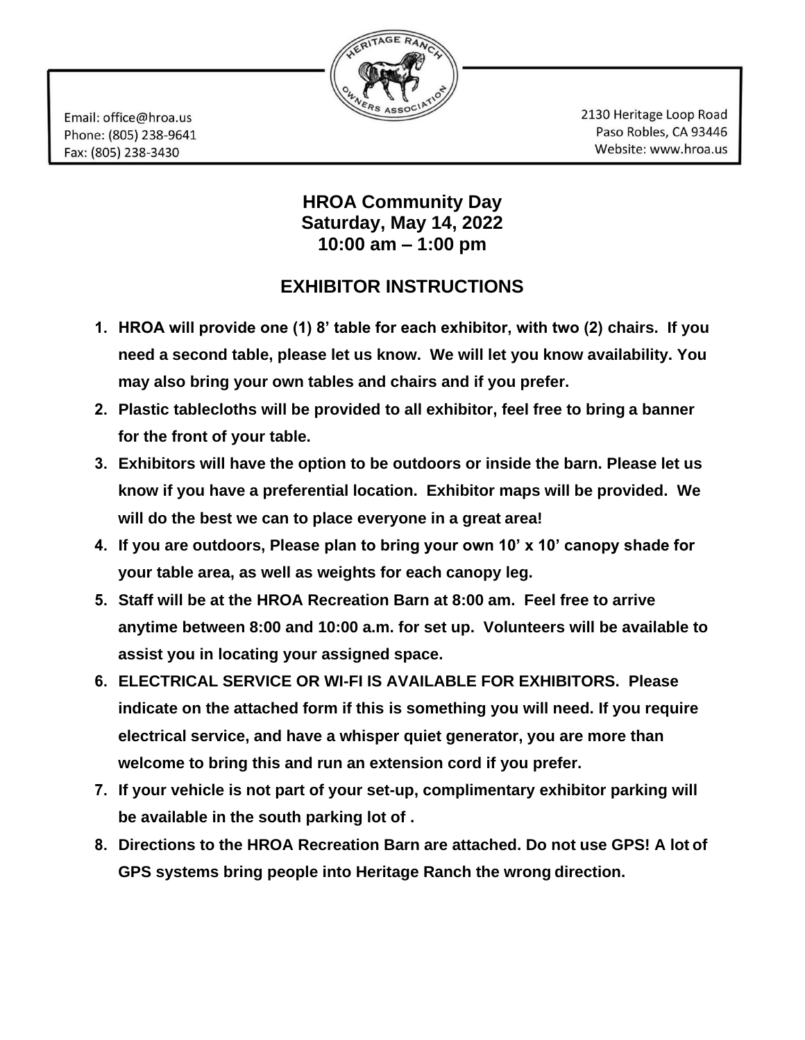Email: office@hroa.us
Phone: (805) 238-9641
Fax: (805) 238-3430

2130 Heritage Loop Road
Paso Robles, CA 93446
Website: www.hroa.us

## HROA Community Day
## Saturday, May 14, 2022
## 10:00 am – 1:00 pm

## EXHIBITOR INSTRUCTIONS

1. **HROA will provide one (1) 8' table for each exhibitor, with two (2) chairs. If you need a second table, please let us know. We will let you know availability. You may also bring your own tables and chairs and if you prefer.**
2. **Plastic tablecloths will be provided to all exhibitor, feel free to bring a banner for the front of your table.**
3. **Exhibitors will have the option to be outdoors or inside the barn. Please let us know if you have a preferential location. Exhibitor maps will be provided. We will do the best we can to place everyone in a great area!**
4. **If you are outdoors, Please plan to bring your own 10' x 10' canopy shade for your table area, as well as weights for each canopy leg.**
5. **Staff will be at the HROA Recreation Barn at 8:00 am. Feel free to arrive anytime between 8:00 and 10:00 a.m. for set up. Volunteers will be available to assist you in locating your assigned space.**
6. **ELECTRICAL SERVICE OR WI-FI IS AVAILABLE FOR EXHIBITORS. Please indicate on the attached form if this is something you will need. If you require electrical service, and have a whisper quiet generator, you are more than welcome to bring this and run an extension cord if you prefer.**
7. **If your vehicle is not part of your set-up, complimentary exhibitor parking will be available in the south parking lot of .**
8. **Directions to the HROA Recreation Barn are attached. Do not use GPS! A lot of GPS systems bring people into Heritage Ranch the wrong direction.**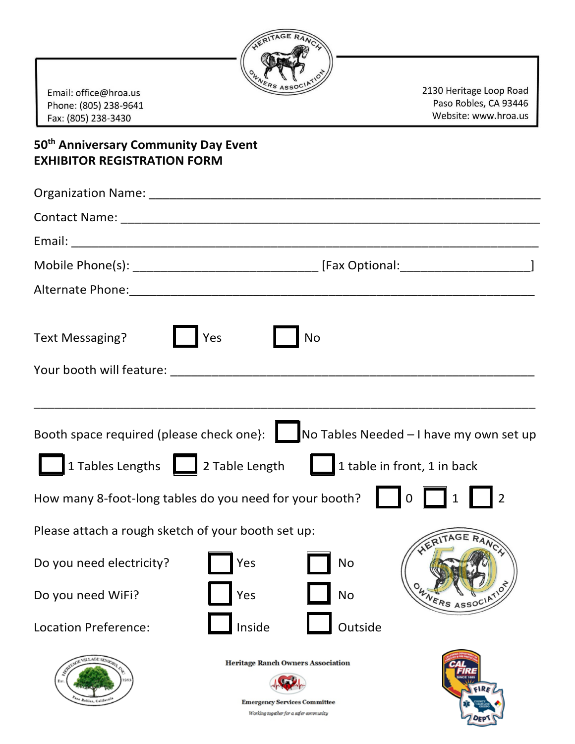Email: office@hroa.us
Phone: (805) 238-9641
Fax: (805) 238-3430

2130 Heritage Loop Road
Paso Robles, CA 93446
Website: www.hroa.us

**50th Anniversary Community Day Event**
**EXHIBITOR REGISTRATION FORM**

Organization Name: ________________________________________________

Contact Name: ________________________________________________

Email: ________________________________________________

Mobile Phone(s): ____________________________ [Fax Optional:___________________]

Alternate Phone:________________________________________________

Text Messaging? ☐ Yes ☐ No

Your booth will feature: ________________________________________________

________________________________________________

Booth space required (please check one}: ☐ No Tables Needed – I have my own set up

☐ 1 Tables Lengths ☐ 2 Table Length ☐ 1 table in front, 1 in back

How many 8-foot-long tables do you need for your booth? ☐ 0 ☐ 1 ☐ 2

Please attach a rough sketch of your booth set up:

Do you need electricity? ☐ Yes ☐ No

Do you need WiFi? ☐ Yes ☐ No

Location Preference: ☐ Inside ☐ Outside

Heritage Ranch Owners Association
Emergency Services Committee
*Working together for a safer community*